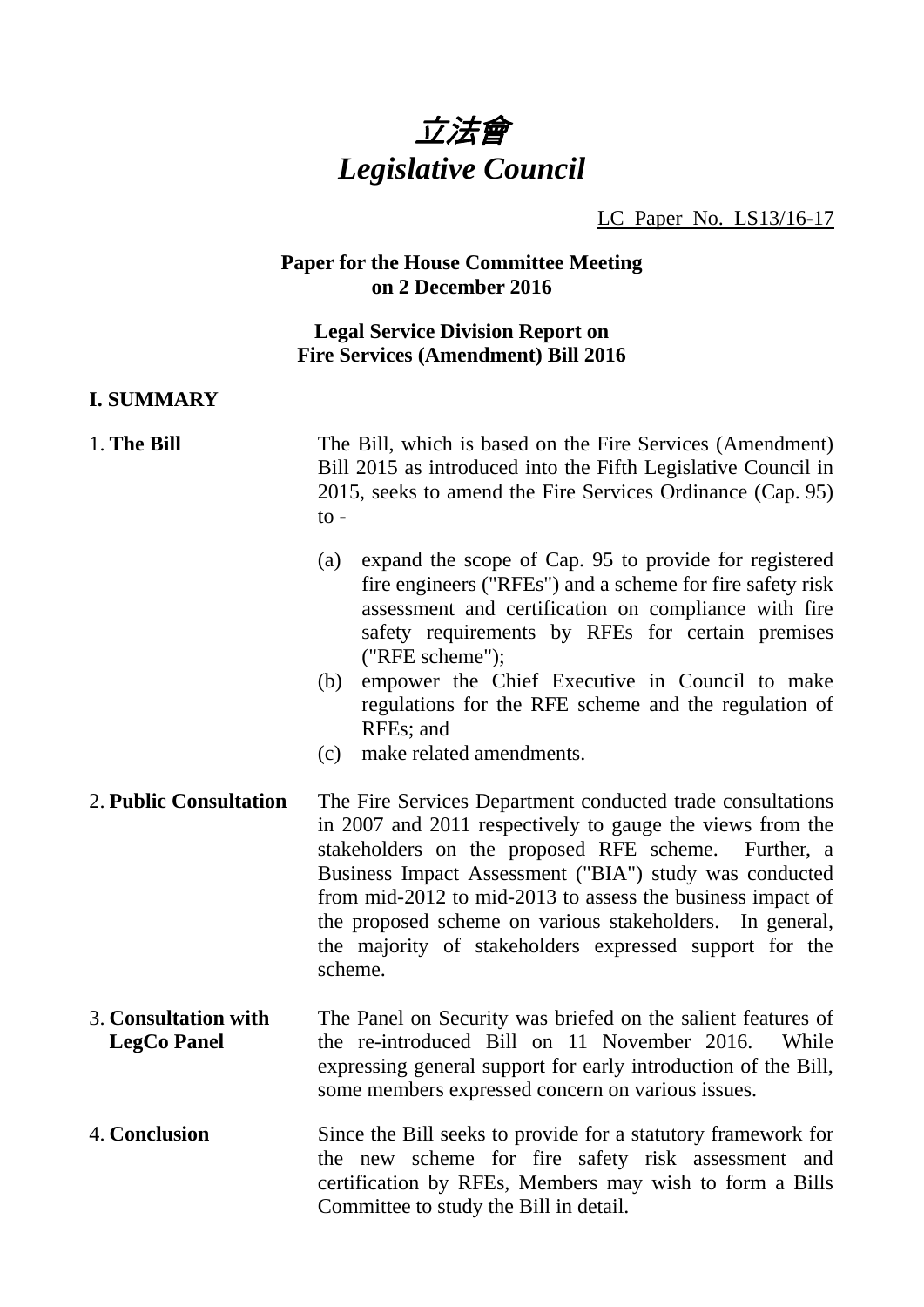# *立法會*
# *Legislative Council*

LC Paper No. LS13/16-17

**Paper for the House Committee Meeting on 2 December 2016**

**Legal Service Division Report on Fire Services (Amendment) Bill 2016**

## I. SUMMARY

1. **The Bill**

The Bill, which is based on the Fire Services (Amendment) Bill 2015 as introduced into the Fifth Legislative Council in 2015, seeks to amend the Fire Services Ordinance (Cap. 95) to -

(a) expand the scope of Cap. 95 to provide for registered fire engineers ("RFEs") and a scheme for fire safety risk assessment and certification on compliance with fire safety requirements by RFEs for certain premises ("RFE scheme");

(b) empower the Chief Executive in Council to make regulations for the RFE scheme and the regulation of RFEs; and

(c) make related amendments.

2. **Public Consultation**

The Fire Services Department conducted trade consultations in 2007 and 2011 respectively to gauge the views from the stakeholders on the proposed RFE scheme. Further, a Business Impact Assessment ("BIA") study was conducted from mid-2012 to mid-2013 to assess the business impact of the proposed scheme on various stakeholders. In general, the majority of stakeholders expressed support for the scheme.

3. **Consultation with LegCo Panel**

The Panel on Security was briefed on the salient features of the re-introduced Bill on 11 November 2016. While expressing general support for early introduction of the Bill, some members expressed concern on various issues.

4. **Conclusion**

Since the Bill seeks to provide for a statutory framework for the new scheme for fire safety risk assessment and certification by RFEs, Members may wish to form a Bills Committee to study the Bill in detail.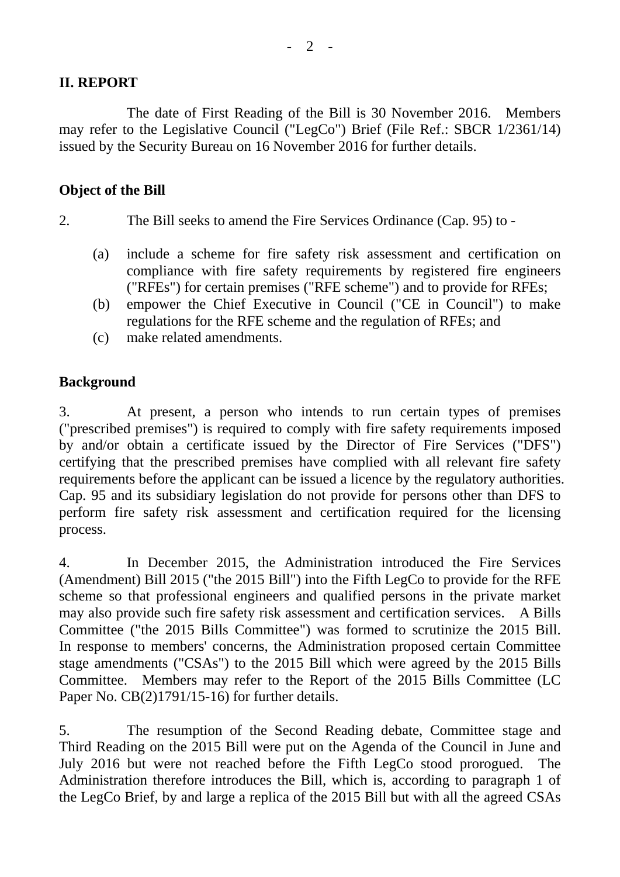## II. REPORT

The date of First Reading of the Bill is 30 November 2016. Members may refer to the Legislative Council ("LegCo") Brief (File Ref.: SBCR 1/2361/14) issued by the Security Bureau on 16 November 2016 for further details.

### Object of the Bill

2. The Bill seeks to amend the Fire Services Ordinance (Cap. 95) to -

(a) include a scheme for fire safety risk assessment and certification on compliance with fire safety requirements by registered fire engineers ("RFEs") for certain premises ("RFE scheme") and to provide for RFEs;
(b) empower the Chief Executive in Council ("CE in Council") to make regulations for the RFE scheme and the regulation of RFEs; and
(c) make related amendments.

### Background

3. At present, a person who intends to run certain types of premises ("prescribed premises") is required to comply with fire safety requirements imposed by and/or obtain a certificate issued by the Director of Fire Services ("DFS") certifying that the prescribed premises have complied with all relevant fire safety requirements before the applicant can be issued a licence by the regulatory authorities. Cap. 95 and its subsidiary legislation do not provide for persons other than DFS to perform fire safety risk assessment and certification required for the licensing process.

4. In December 2015, the Administration introduced the Fire Services (Amendment) Bill 2015 ("the 2015 Bill") into the Fifth LegCo to provide for the RFE scheme so that professional engineers and qualified persons in the private market may also provide such fire safety risk assessment and certification services. A Bills Committee ("the 2015 Bills Committee") was formed to scrutinize the 2015 Bill. In response to members' concerns, the Administration proposed certain Committee stage amendments ("CSAs") to the 2015 Bill which were agreed by the 2015 Bills Committee. Members may refer to the Report of the 2015 Bills Committee (LC Paper No. CB(2)1791/15-16) for further details.

5. The resumption of the Second Reading debate, Committee stage and Third Reading on the 2015 Bill were put on the Agenda of the Council in June and July 2016 but were not reached before the Fifth LegCo stood prorogued. The Administration therefore introduces the Bill, which is, according to paragraph 1 of the LegCo Brief, by and large a replica of the 2015 Bill but with all the agreed CSAs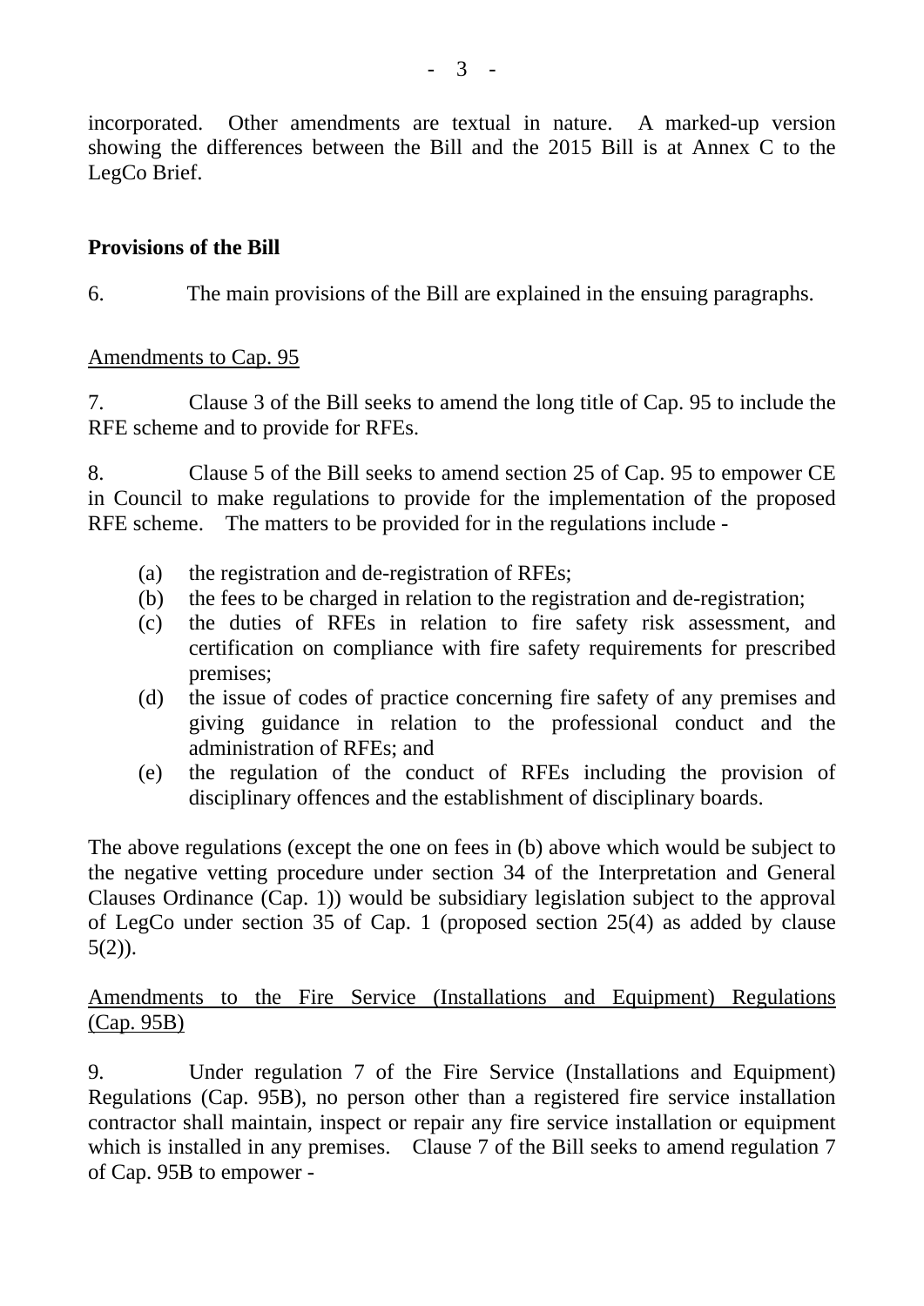incorporated. Other amendments are textual in nature. A marked-up version showing the differences between the Bill and the 2015 Bill is at Annex C to the LegCo Brief.

**Provisions of the Bill**

6. The main provisions of the Bill are explained in the ensuing paragraphs.

Amendments to Cap. 95

7. Clause 3 of the Bill seeks to amend the long title of Cap. 95 to include the RFE scheme and to provide for RFEs.

8. Clause 5 of the Bill seeks to amend section 25 of Cap. 95 to empower CE in Council to make regulations to provide for the implementation of the proposed RFE scheme. The matters to be provided for in the regulations include -

(a) the registration and de-registration of RFEs;
(b) the fees to be charged in relation to the registration and de-registration;
(c) the duties of RFEs in relation to fire safety risk assessment, and certification on compliance with fire safety requirements for prescribed premises;
(d) the issue of codes of practice concerning fire safety of any premises and giving guidance in relation to the professional conduct and the administration of RFEs; and
(e) the regulation of the conduct of RFEs including the provision of disciplinary offences and the establishment of disciplinary boards.

The above regulations (except the one on fees in (b) above which would be subject to the negative vetting procedure under section 34 of the Interpretation and General Clauses Ordinance (Cap. 1)) would be subsidiary legislation subject to the approval of LegCo under section 35 of Cap. 1 (proposed section 25(4) as added by clause 5(2)).

Amendments to the Fire Service (Installations and Equipment) Regulations (Cap. 95B)

9. Under regulation 7 of the Fire Service (Installations and Equipment) Regulations (Cap. 95B), no person other than a registered fire service installation contractor shall maintain, inspect or repair any fire service installation or equipment which is installed in any premises. Clause 7 of the Bill seeks to amend regulation 7 of Cap. 95B to empower -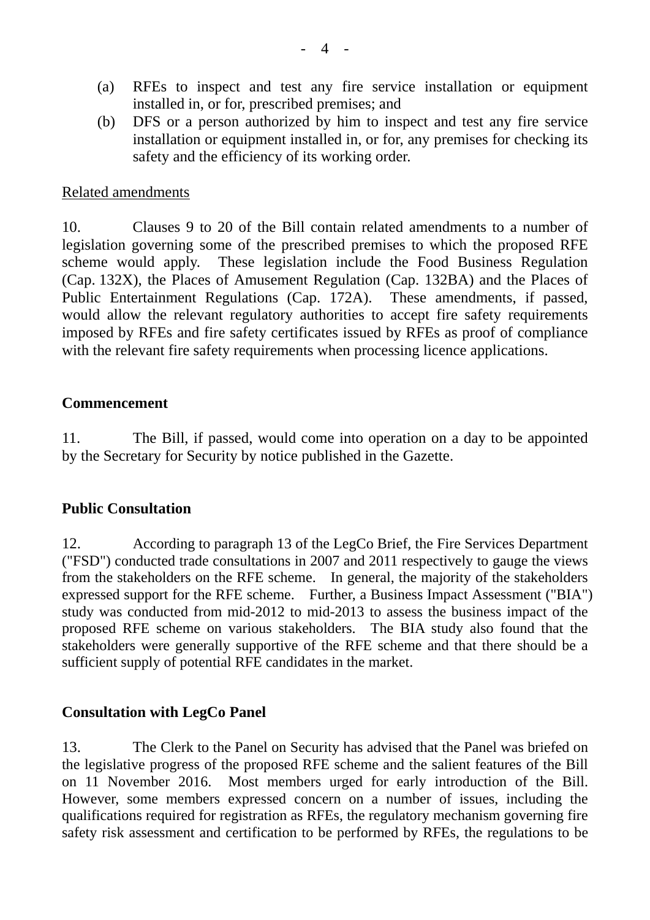(a) RFEs to inspect and test any fire service installation or equipment installed in, or for, prescribed premises; and

(b) DFS or a person authorized by him to inspect and test any fire service installation or equipment installed in, or for, any premises for checking its safety and the efficiency of its working order.

<u>Related amendments</u>

10. Clauses 9 to 20 of the Bill contain related amendments to a number of legislation governing some of the prescribed premises to which the proposed RFE scheme would apply. These legislation include the Food Business Regulation (Cap. 132X), the Places of Amusement Regulation (Cap. 132BA) and the Places of Public Entertainment Regulations (Cap. 172A). These amendments, if passed, would allow the relevant regulatory authorities to accept fire safety requirements imposed by RFEs and fire safety certificates issued by RFEs as proof of compliance with the relevant fire safety requirements when processing licence applications.

**Commencement**

11. The Bill, if passed, would come into operation on a day to be appointed by the Secretary for Security by notice published in the Gazette.

**Public Consultation**

12. According to paragraph 13 of the LegCo Brief, the Fire Services Department ("FSD") conducted trade consultations in 2007 and 2011 respectively to gauge the views from the stakeholders on the RFE scheme. In general, the majority of the stakeholders expressed support for the RFE scheme. Further, a Business Impact Assessment ("BIA") study was conducted from mid-2012 to mid-2013 to assess the business impact of the proposed RFE scheme on various stakeholders. The BIA study also found that the stakeholders were generally supportive of the RFE scheme and that there should be a sufficient supply of potential RFE candidates in the market.

**Consultation with LegCo Panel**

13. The Clerk to the Panel on Security has advised that the Panel was briefed on the legislative progress of the proposed RFE scheme and the salient features of the Bill on 11 November 2016. Most members urged for early introduction of the Bill. However, some members expressed concern on a number of issues, including the qualifications required for registration as RFEs, the regulatory mechanism governing fire safety risk assessment and certification to be performed by RFEs, the regulations to be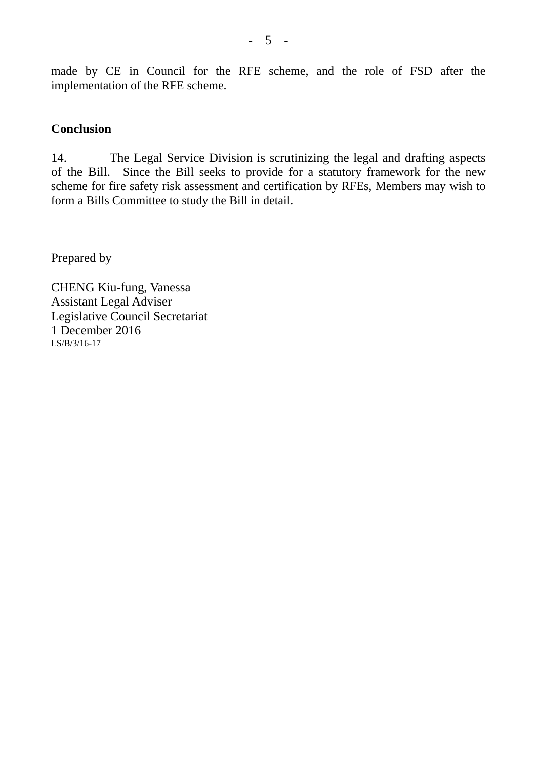made by CE in Council for the RFE scheme, and the role of FSD after the implementation of the RFE scheme.

## Conclusion

14. The Legal Service Division is scrutinizing the legal and drafting aspects of the Bill. Since the Bill seeks to provide for a statutory framework for the new scheme for fire safety risk assessment and certification by RFEs, Members may wish to form a Bills Committee to study the Bill in detail.

Prepared by

CHENG Kiu-fung, Vanessa
Assistant Legal Adviser
Legislative Council Secretariat
1 December 2016
LS/B/3/16-17